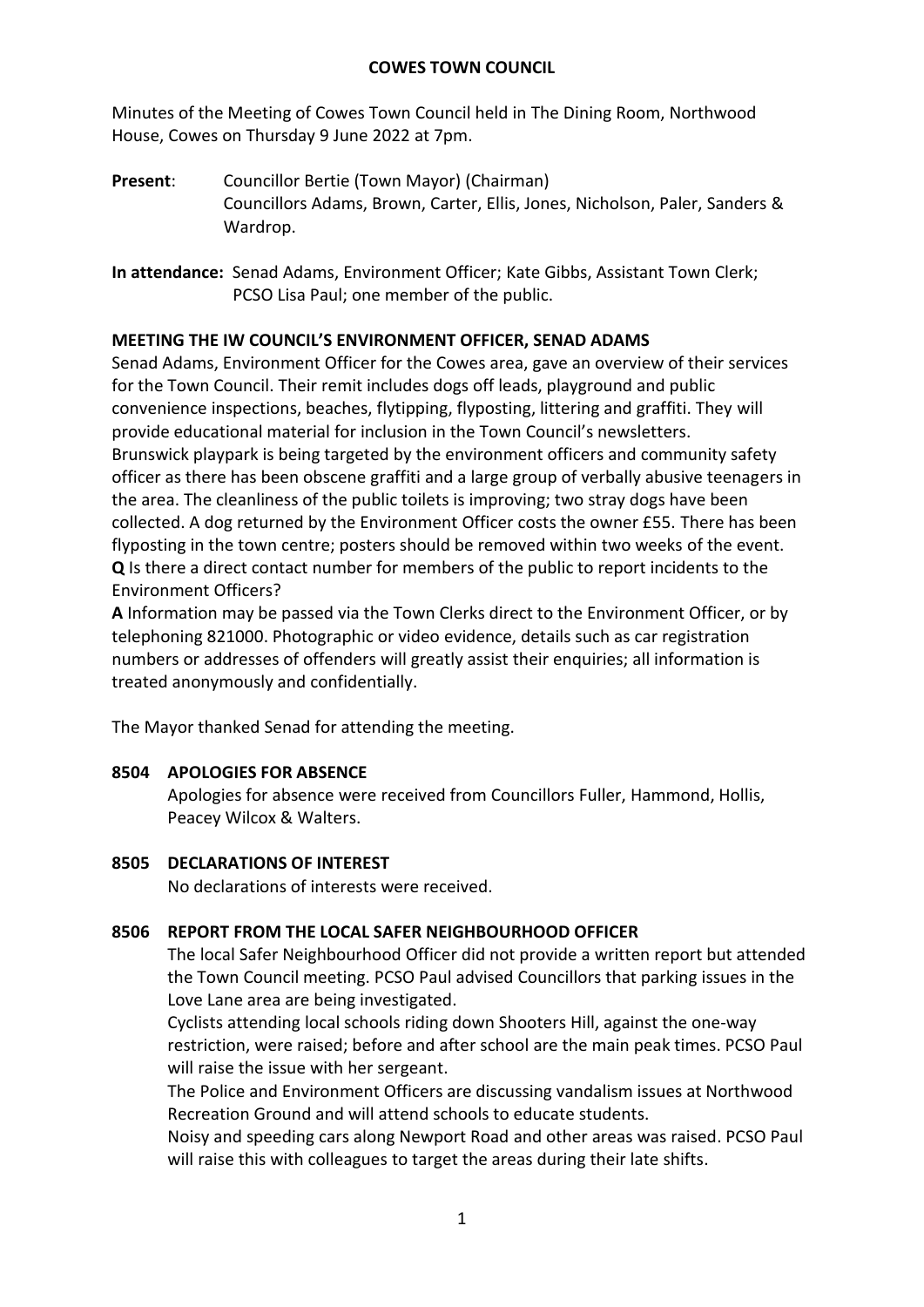# COWES TOWN COUNCIL

Minutes of the Meeting of Cowes Town Council held in The Dining Room, Northwood House, Cowes on Thursday 9 June 2022 at 7pm.

**Present**: Councillor Bertie (Town Mayor) (Chairman)
Councillors Adams, Brown, Carter, Ellis, Jones, Nicholson, Paler, Sanders & Wardrop.

**In attendance:** Senad Adams, Environment Officer; Kate Gibbs, Assistant Town Clerk; PCSO Lisa Paul; one member of the public.

## MEETING THE IW COUNCIL'S ENVIRONMENT OFFICER, SENAD ADAMS

Senad Adams, Environment Officer for the Cowes area, gave an overview of their services for the Town Council. Their remit includes dogs off leads, playground and public convenience inspections, beaches, flytipping, flyposting, littering and graffiti. They will provide educational material for inclusion in the Town Council's newsletters.
Brunswick playpark is being targeted by the environment officers and community safety officer as there has been obscene graffiti and a large group of verbally abusive teenagers in the area. The cleanliness of the public toilets is improving; two stray dogs have been collected. A dog returned by the Environment Officer costs the owner £55. There has been flyposting in the town centre; posters should be removed within two weeks of the event.
**Q** Is there a direct contact number for members of the public to report incidents to the Environment Officers?
**A** Information may be passed via the Town Clerks direct to the Environment Officer, or by telephoning 821000. Photographic or video evidence, details such as car registration numbers or addresses of offenders will greatly assist their enquiries; all information is treated anonymously and confidentially.

The Mayor thanked Senad for attending the meeting.

## 8504 APOLOGIES FOR ABSENCE

Apologies for absence were received from Councillors Fuller, Hammond, Hollis, Peacey Wilcox & Walters.

## 8505 DECLARATIONS OF INTEREST

No declarations of interests were received.

## 8506 REPORT FROM THE LOCAL SAFER NEIGHBOURHOOD OFFICER

The local Safer Neighbourhood Officer did not provide a written report but attended the Town Council meeting. PCSO Paul advised Councillors that parking issues in the Love Lane area are being investigated.
Cyclists attending local schools riding down Shooters Hill, against the one-way restriction, were raised; before and after school are the main peak times. PCSO Paul will raise the issue with her sergeant.
The Police and Environment Officers are discussing vandalism issues at Northwood Recreation Ground and will attend schools to educate students.
Noisy and speeding cars along Newport Road and other areas was raised. PCSO Paul will raise this with colleagues to target the areas during their late shifts.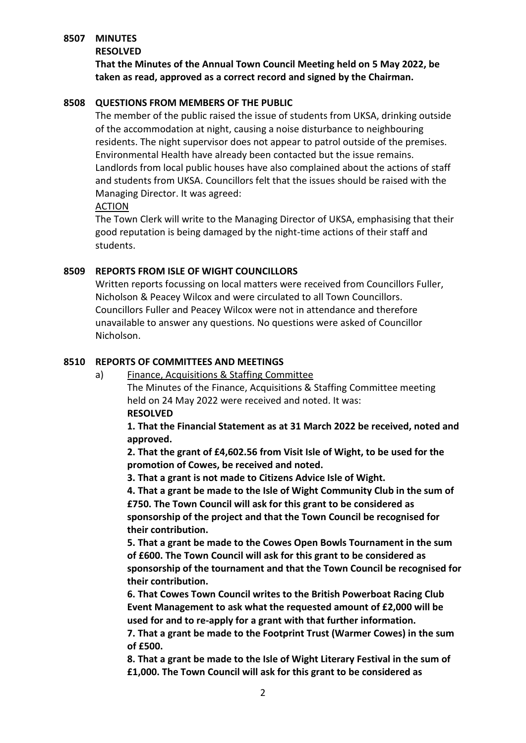**8507 MINUTES**

**RESOLVED**

**That the Minutes of the Annual Town Council Meeting held on 5 May 2022, be taken as read, approved as a correct record and signed by the Chairman.**

**8508 QUESTIONS FROM MEMBERS OF THE PUBLIC**

The member of the public raised the issue of students from UKSA, drinking outside of the accommodation at night, causing a noise disturbance to neighbouring residents. The night supervisor does not appear to patrol outside of the premises. Environmental Health have already been contacted but the issue remains. Landlords from local public houses have also complained about the actions of staff and students from UKSA. Councillors felt that the issues should be raised with the Managing Director. It was agreed:

ACTION

The Town Clerk will write to the Managing Director of UKSA, emphasising that their good reputation is being damaged by the night-time actions of their staff and students.

**8509 REPORTS FROM ISLE OF WIGHT COUNCILLORS**

Written reports focussing on local matters were received from Councillors Fuller, Nicholson & Peacey Wilcox and were circulated to all Town Councillors. Councillors Fuller and Peacey Wilcox were not in attendance and therefore unavailable to answer any questions. No questions were asked of Councillor Nicholson.

**8510 REPORTS OF COMMITTEES AND MEETINGS**

a) Finance, Acquisitions & Staffing Committee

The Minutes of the Finance, Acquisitions & Staffing Committee meeting held on 24 May 2022 were received and noted. It was:

**RESOLVED**

**1. That the Financial Statement as at 31 March 2022 be received, noted and approved.**

**2. That the grant of £4,602.56 from Visit Isle of Wight, to be used for the promotion of Cowes, be received and noted.**

**3. That a grant is not made to Citizens Advice Isle of Wight.**

**4. That a grant be made to the Isle of Wight Community Club in the sum of £750. The Town Council will ask for this grant to be considered as sponsorship of the project and that the Town Council be recognised for their contribution.**

**5. That a grant be made to the Cowes Open Bowls Tournament in the sum of £600. The Town Council will ask for this grant to be considered as sponsorship of the tournament and that the Town Council be recognised for their contribution.**

**6. That Cowes Town Council writes to the British Powerboat Racing Club Event Management to ask what the requested amount of £2,000 will be used for and to re-apply for a grant with that further information.**

**7. That a grant be made to the Footprint Trust (Warmer Cowes) in the sum of £500.**

**8. That a grant be made to the Isle of Wight Literary Festival in the sum of £1,000. The Town Council will ask for this grant to be considered as**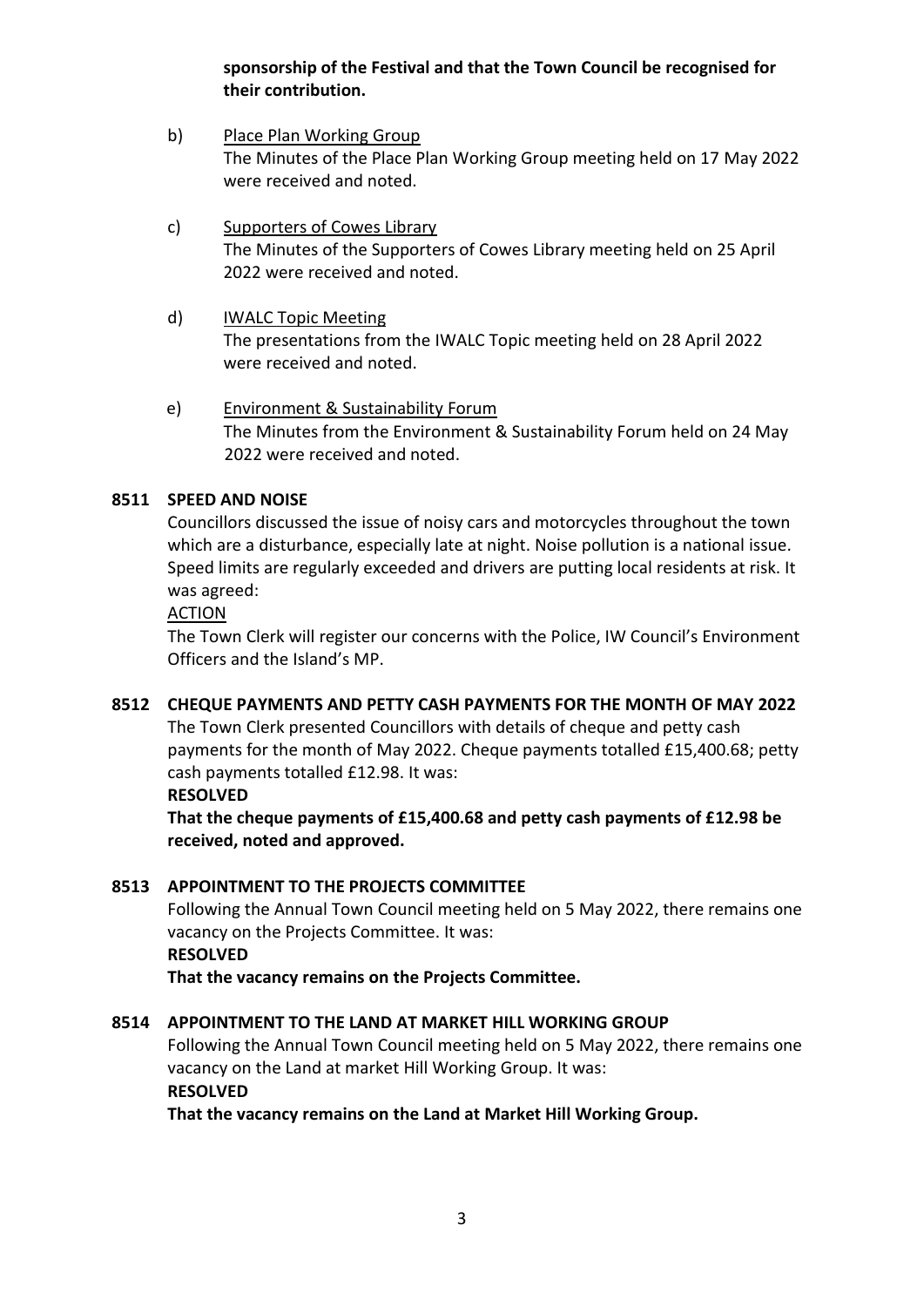**sponsorship of the Festival and that the Town Council be recognised for their contribution.**

b) Place Plan Working Group

The Minutes of the Place Plan Working Group meeting held on 17 May 2022 were received and noted.

c) Supporters of Cowes Library

The Minutes of the Supporters of Cowes Library meeting held on 25 April 2022 were received and noted.

d) IWALC Topic Meeting

The presentations from the IWALC Topic meeting held on 28 April 2022 were received and noted.

e) Environment & Sustainability Forum

The Minutes from the Environment & Sustainability Forum held on 24 May 2022 were received and noted.

**8511 SPEED AND NOISE**

Councillors discussed the issue of noisy cars and motorcycles throughout the town which are a disturbance, especially late at night. Noise pollution is a national issue. Speed limits are regularly exceeded and drivers are putting local residents at risk. It was agreed:

ACTION

The Town Clerk will register our concerns with the Police, IW Council's Environment Officers and the Island's MP.

**8512 CHEQUE PAYMENTS AND PETTY CASH PAYMENTS FOR THE MONTH OF MAY 2022**

The Town Clerk presented Councillors with details of cheque and petty cash payments for the month of May 2022. Cheque payments totalled £15,400.68; petty cash payments totalled £12.98. It was:

**RESOLVED**

**That the cheque payments of £15,400.68 and petty cash payments of £12.98 be received, noted and approved.**

**8513 APPOINTMENT TO THE PROJECTS COMMITTEE**

Following the Annual Town Council meeting held on 5 May 2022, there remains one vacancy on the Projects Committee. It was:

**RESOLVED**

**That the vacancy remains on the Projects Committee.**

**8514 APPOINTMENT TO THE LAND AT MARKET HILL WORKING GROUP**

Following the Annual Town Council meeting held on 5 May 2022, there remains one vacancy on the Land at market Hill Working Group. It was:

**RESOLVED**

**That the vacancy remains on the Land at Market Hill Working Group.**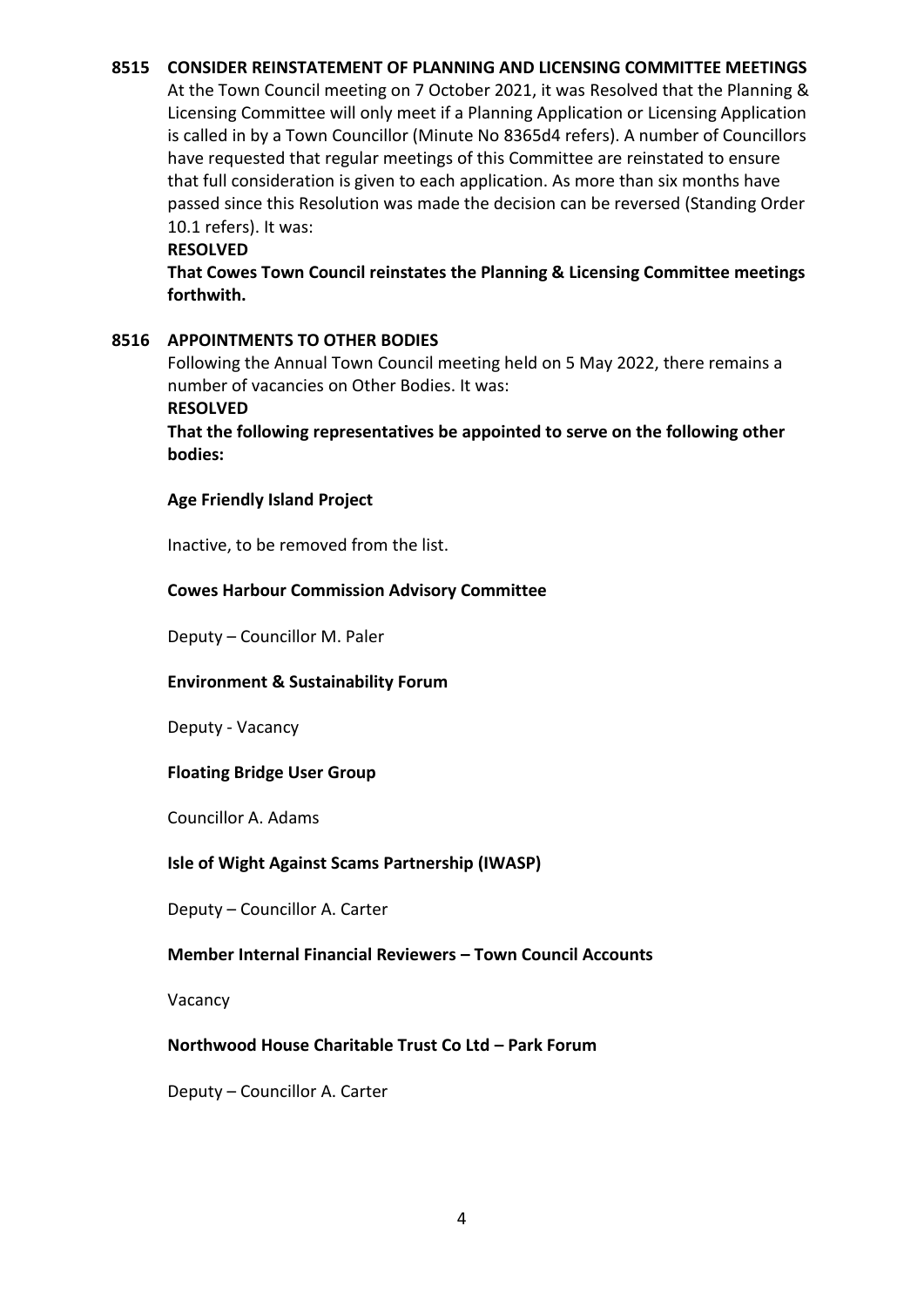**8515 CONSIDER REINSTATEMENT OF PLANNING AND LICENSING COMMITTEE MEETINGS**

At the Town Council meeting on 7 October 2021, it was Resolved that the Planning & Licensing Committee will only meet if a Planning Application or Licensing Application is called in by a Town Councillor (Minute No 8365d4 refers). A number of Councillors have requested that regular meetings of this Committee are reinstated to ensure that full consideration is given to each application. As more than six months have passed since this Resolution was made the decision can be reversed (Standing Order 10.1 refers). It was:

**RESOLVED**

**That Cowes Town Council reinstates the Planning & Licensing Committee meetings forthwith.**

**8516 APPOINTMENTS TO OTHER BODIES**

Following the Annual Town Council meeting held on 5 May 2022, there remains a number of vacancies on Other Bodies. It was:

**RESOLVED**

**That the following representatives be appointed to serve on the following other bodies:**

**Age Friendly Island Project**

Inactive, to be removed from the list.

**Cowes Harbour Commission Advisory Committee**

Deputy – Councillor M. Paler

**Environment & Sustainability Forum**

Deputy - Vacancy

**Floating Bridge User Group**

Councillor A. Adams

**Isle of Wight Against Scams Partnership (IWASP)**

Deputy – Councillor A. Carter

**Member Internal Financial Reviewers – Town Council Accounts**

Vacancy

**Northwood House Charitable Trust Co Ltd – Park Forum**

Deputy – Councillor A. Carter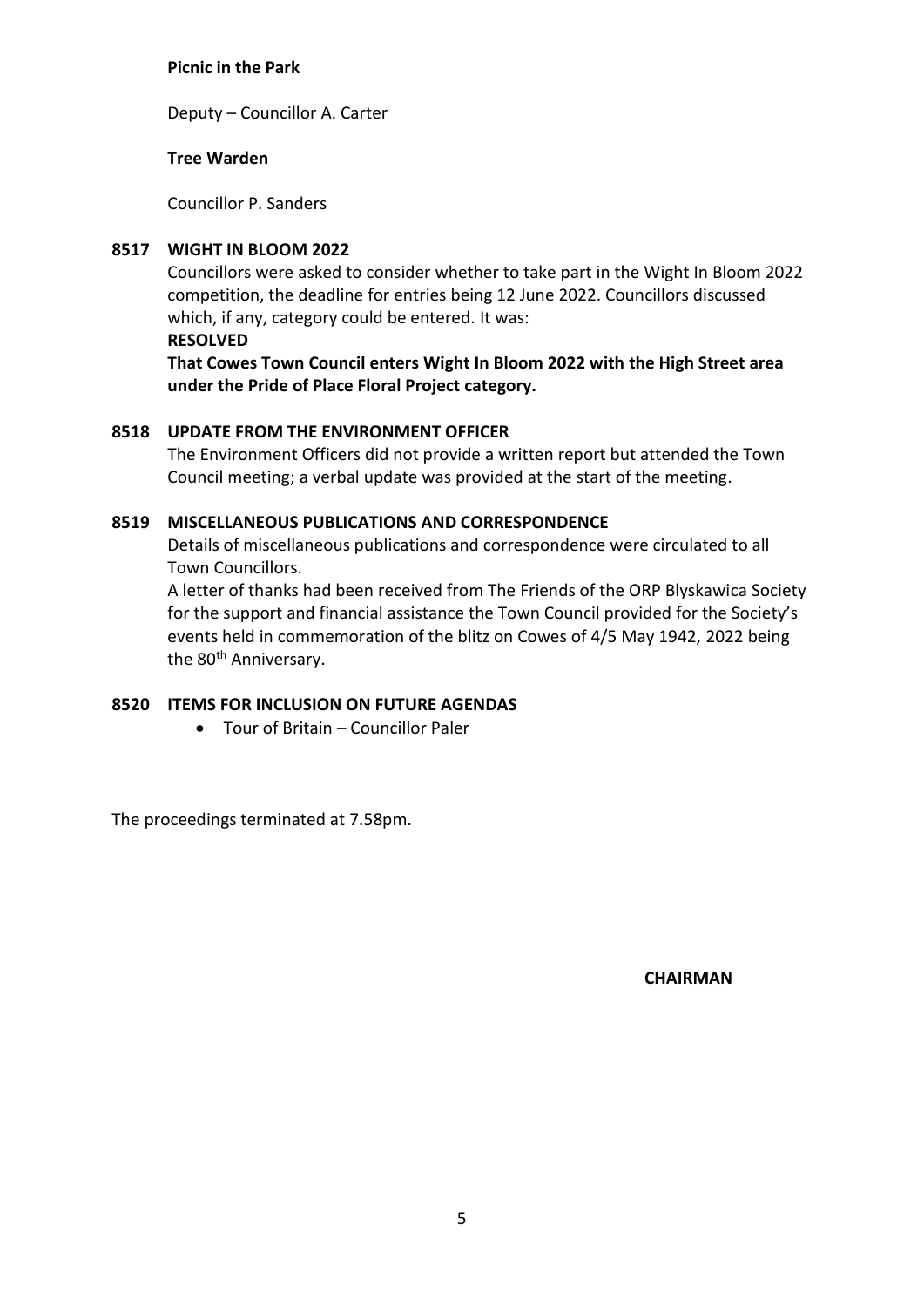**Picnic in the Park**

Deputy – Councillor A. Carter

**Tree Warden**

Councillor P. Sanders

**8517 WIGHT IN BLOOM 2022**

Councillors were asked to consider whether to take part in the Wight In Bloom 2022 competition, the deadline for entries being 12 June 2022. Councillors discussed which, if any, category could be entered. It was:

**RESOLVED**

**That Cowes Town Council enters Wight In Bloom 2022 with the High Street area under the Pride of Place Floral Project category.**

**8518 UPDATE FROM THE ENVIRONMENT OFFICER**

The Environment Officers did not provide a written report but attended the Town Council meeting; a verbal update was provided at the start of the meeting.

**8519 MISCELLANEOUS PUBLICATIONS AND CORRESPONDENCE**

Details of miscellaneous publications and correspondence were circulated to all Town Councillors.

A letter of thanks had been received from The Friends of the ORP Blyskawica Society for the support and financial assistance the Town Council provided for the Society's events held in commemoration of the blitz on Cowes of 4/5 May 1942, 2022 being the 80th Anniversary.

**8520 ITEMS FOR INCLUSION ON FUTURE AGENDAS**

- Tour of Britain – Councillor Paler

The proceedings terminated at 7.58pm.

**CHAIRMAN**